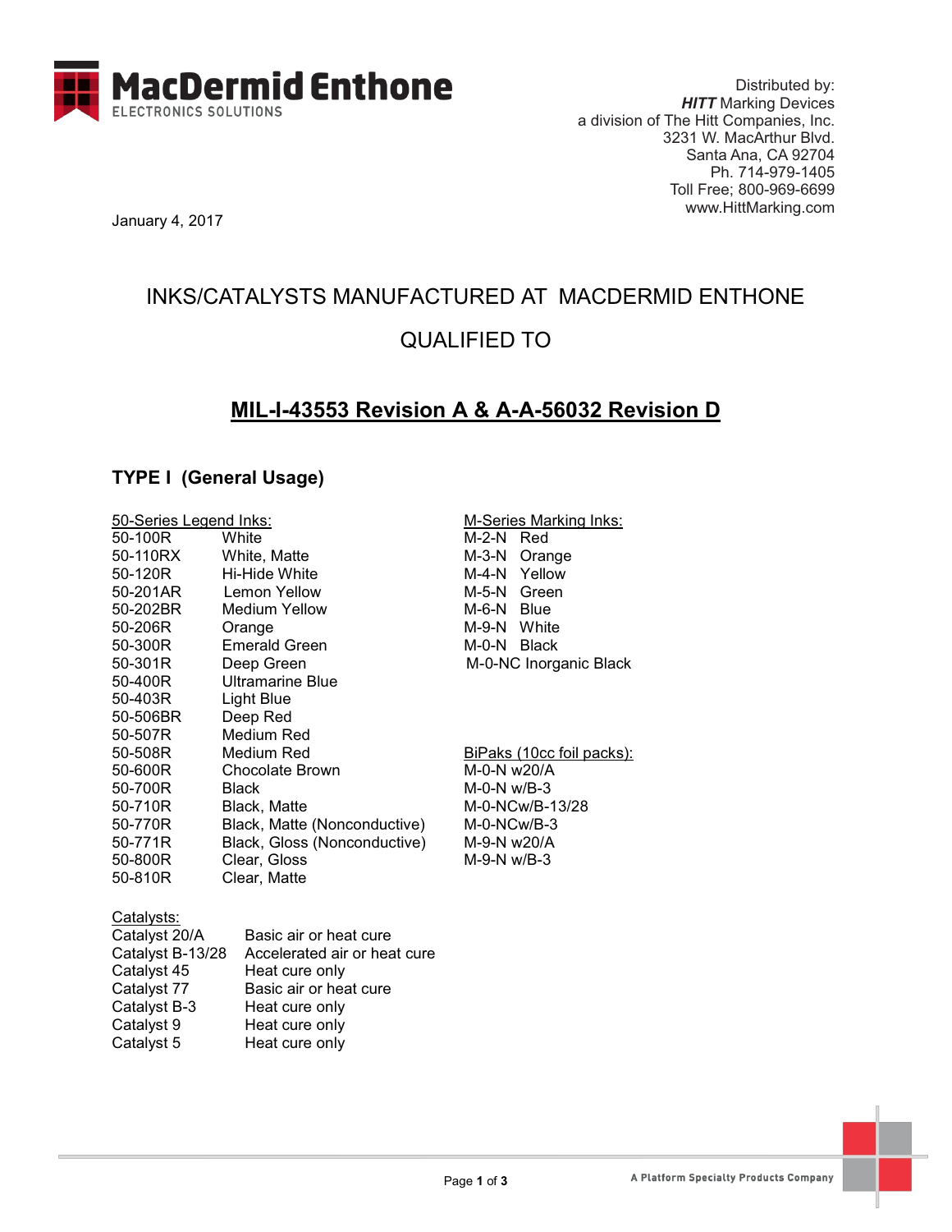MacDermid Enthone
ELECTRONICS SOLUTIONS

Distributed by:
***HITT*** Marking Devices
a division of The Hitt Companies, Inc.
3231 W. MacArthur Blvd.
Santa Ana, CA 92704
Ph. 714-979-1405
Toll Free; 800-969-6699
www.HittMarking.com

January 4, 2017

# INKS/CATALYSTS MANUFACTURED AT MACDERMID ENTHONE QUALIFIED TO

## MIL-I-43553 Revision A & A-A-56032 Revision D

### TYPE I (General Usage)

**50-Series Legend Inks:**

| | |
|---|---|
| 50-100R | White |
| 50-110RX | White, Matte |
| 50-120R | Hi-Hide White |
| 50-201AR | Lemon Yellow |
| 50-202BR | Medium Yellow |
| 50-206R | Orange |
| 50-300R | Emerald Green |
| 50-301R | Deep Green |
| 50-400R | Ultramarine Blue |
| 50-403R | Light Blue |
| 50-506BR | Deep Red |
| 50-507R | Medium Red |
| 50-508R | Medium Red |
| 50-600R | Chocolate Brown |
| 50-700R | Black |
| 50-710R | Black, Matte |
| 50-770R | Black, Matte (Nonconductive) |
| 50-771R | Black, Gloss (Nonconductive) |
| 50-800R | Clear, Gloss |
| 50-810R | Clear, Matte |

**M-Series Marking Inks:**

| | |
|---|---|
| M-2-N | Red |
| M-3-N | Orange |
| M-4-N | Yellow |
| M-5-N | Green |
| M-6-N | Blue |
| M-9-N | White |
| M-0-N | Black |
| M-0-NC | Inorganic Black |

**BiPaks (10cc foil packs):**

- M-0-N w20/A
- M-0-N w/B-3
- M-0-NCw/B-13/28
- M-0-NCw/B-3
- M-9-N w20/A
- M-9-N w/B-3

**Catalysts:**

| | |
|---|---|
| Catalyst 20/A | Basic air or heat cure |
| Catalyst B-13/28 | Accelerated air or heat cure |
| Catalyst 45 | Heat cure only |
| Catalyst 77 | Basic air or heat cure |
| Catalyst B-3 | Heat cure only |
| Catalyst 9 | Heat cure only |
| Catalyst 5 | Heat cure only |

A Platform Specialty Products Company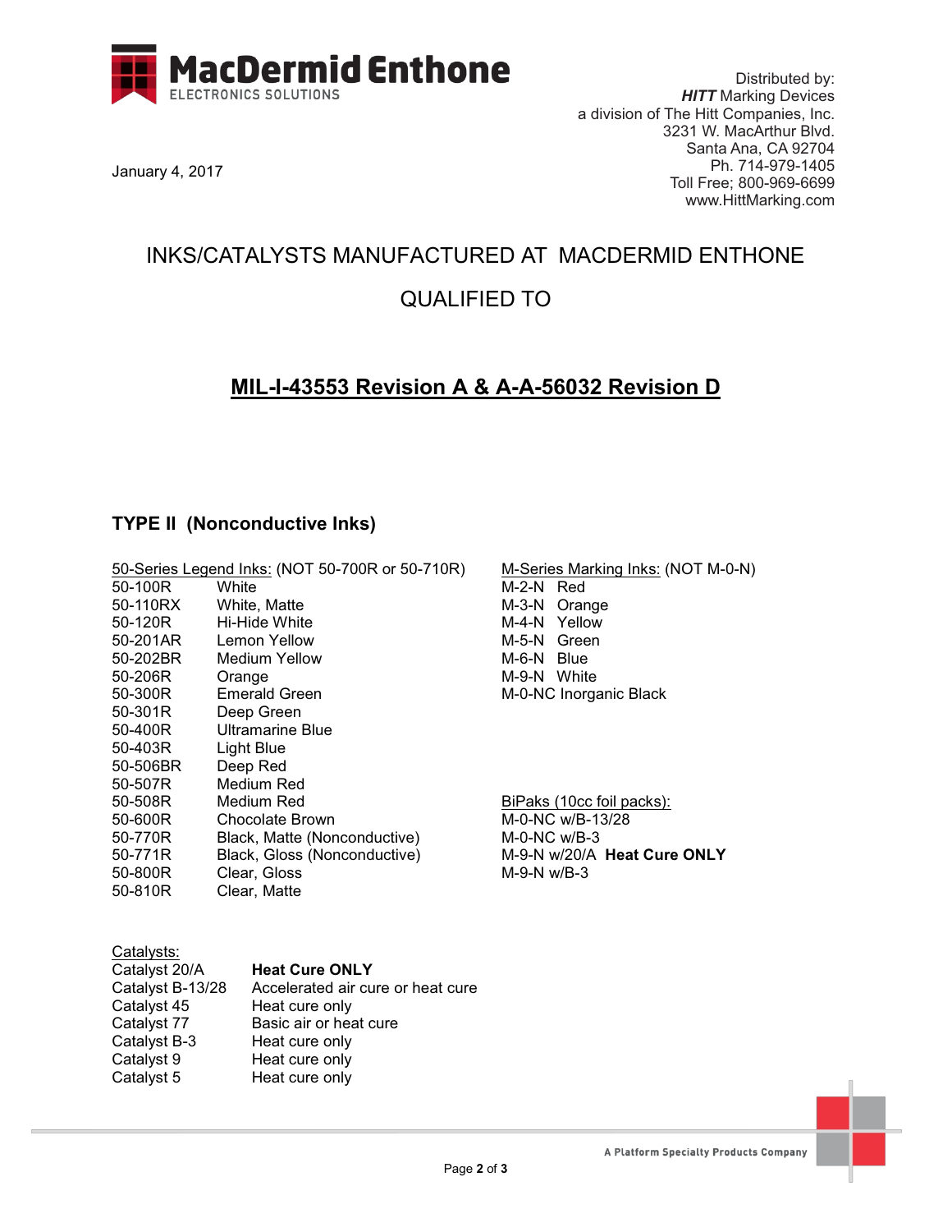MacDermid Enthone
ELECTRONICS SOLUTIONS

Distributed by:
***HITT*** Marking Devices
a division of The Hitt Companies, Inc.
3231 W. MacArthur Blvd.
Santa Ana, CA 92704
Ph. 714-979-1405
Toll Free; 800-969-6699
www.HittMarking.com

January 4, 2017

# INKS/CATALYSTS MANUFACTURED AT MACDERMID ENTHONE

# QUALIFIED TO

## MIL-I-43553 Revision A & A-A-56032 Revision D

### TYPE II (Nonconductive Inks)

50-Series Legend Inks: (NOT 50-700R or 50-710R)

| | |
|---|---|
| 50-100R | White |
| 50-110RX | White, Matte |
| 50-120R | Hi-Hide White |
| 50-201AR | Lemon Yellow |
| 50-202BR | Medium Yellow |
| 50-206R | Orange |
| 50-300R | Emerald Green |
| 50-301R | Deep Green |
| 50-400R | Ultramarine Blue |
| 50-403R | Light Blue |
| 50-506BR | Deep Red |
| 50-507R | Medium Red |
| 50-508R | Medium Red |
| 50-600R | Chocolate Brown |
| 50-770R | Black, Matte (Nonconductive) |
| 50-771R | Black, Gloss (Nonconductive) |
| 50-800R | Clear, Gloss |
| 50-810R | Clear, Matte |

M-Series Marking Inks: (NOT M-0-N)

| | |
|---|---|
| M-2-N | Red |
| M-3-N | Orange |
| M-4-N | Yellow |
| M-5-N | Green |
| M-6-N | Blue |
| M-9-N | White |
| M-0-NC | Inorganic Black |

BiPaks (10cc foil packs):

- M-0-NC w/B-13/28
- M-0-NC w/B-3
- M-9-N w/20/A **Heat Cure ONLY**
- M-9-N w/B-3

Catalysts:

| | |
|---|---|
| Catalyst 20/A | **Heat Cure ONLY** |
| Catalyst B-13/28 | Accelerated air cure or heat cure |
| Catalyst 45 | Heat cure only |
| Catalyst 77 | Basic air or heat cure |
| Catalyst B-3 | Heat cure only |
| Catalyst 9 | Heat cure only |
| Catalyst 5 | Heat cure only |

A Platform Specialty Products Company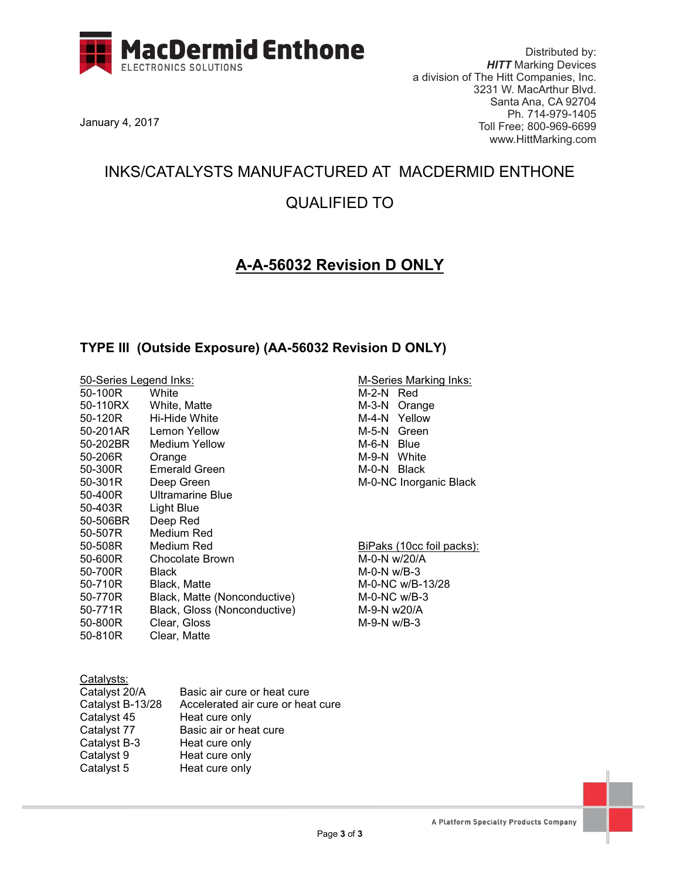MacDermid Enthone
ELECTRONICS SOLUTIONS

Distributed by:
***HITT*** Marking Devices
a division of The Hitt Companies, Inc.
3231 W. MacArthur Blvd.
Santa Ana, CA 92704
Ph. 714-979-1405
Toll Free; 800-969-6699
www.HittMarking.com

January 4, 2017

# INKS/CATALYSTS MANUFACTURED AT MACDERMID ENTHONE

# QUALIFIED TO

# A-A-56032 Revision D ONLY

## TYPE III (Outside Exposure) (AA-56032 Revision D ONLY)

50-Series Legend Inks:

| | |
|---|---|
| 50-100R | White |
| 50-110RX | White, Matte |
| 50-120R | Hi-Hide White |
| 50-201AR | Lemon Yellow |
| 50-202BR | Medium Yellow |
| 50-206R | Orange |
| 50-300R | Emerald Green |
| 50-301R | Deep Green |
| 50-400R | Ultramarine Blue |
| 50-403R | Light Blue |
| 50-506BR | Deep Red |
| 50-507R | Medium Red |
| 50-508R | Medium Red |
| 50-600R | Chocolate Brown |
| 50-700R | Black |
| 50-710R | Black, Matte |
| 50-770R | Black, Matte (Nonconductive) |
| 50-771R | Black, Gloss (Nonconductive) |
| 50-800R | Clear, Gloss |
| 50-810R | Clear, Matte |

M-Series Marking Inks:

| | |
|---|---|
| M-2-N | Red |
| M-3-N | Orange |
| M-4-N | Yellow |
| M-5-N | Green |
| M-6-N | Blue |
| M-9-N | White |
| M-0-N | Black |
| M-0-NC | Inorganic Black |

BiPaks (10cc foil packs):

M-0-N w/20/A
M-0-N w/B-3
M-0-NC w/B-13/28
M-0-NC w/B-3
M-9-N w20/A
M-9-N w/B-3

Catalysts:

| | |
|---|---|
| Catalyst 20/A | Basic air cure or heat cure |
| Catalyst B-13/28 | Accelerated air cure or heat cure |
| Catalyst 45 | Heat cure only |
| Catalyst 77 | Basic air or heat cure |
| Catalyst B-3 | Heat cure only |
| Catalyst 9 | Heat cure only |
| Catalyst 5 | Heat cure only |

A Platform Specialty Products Company